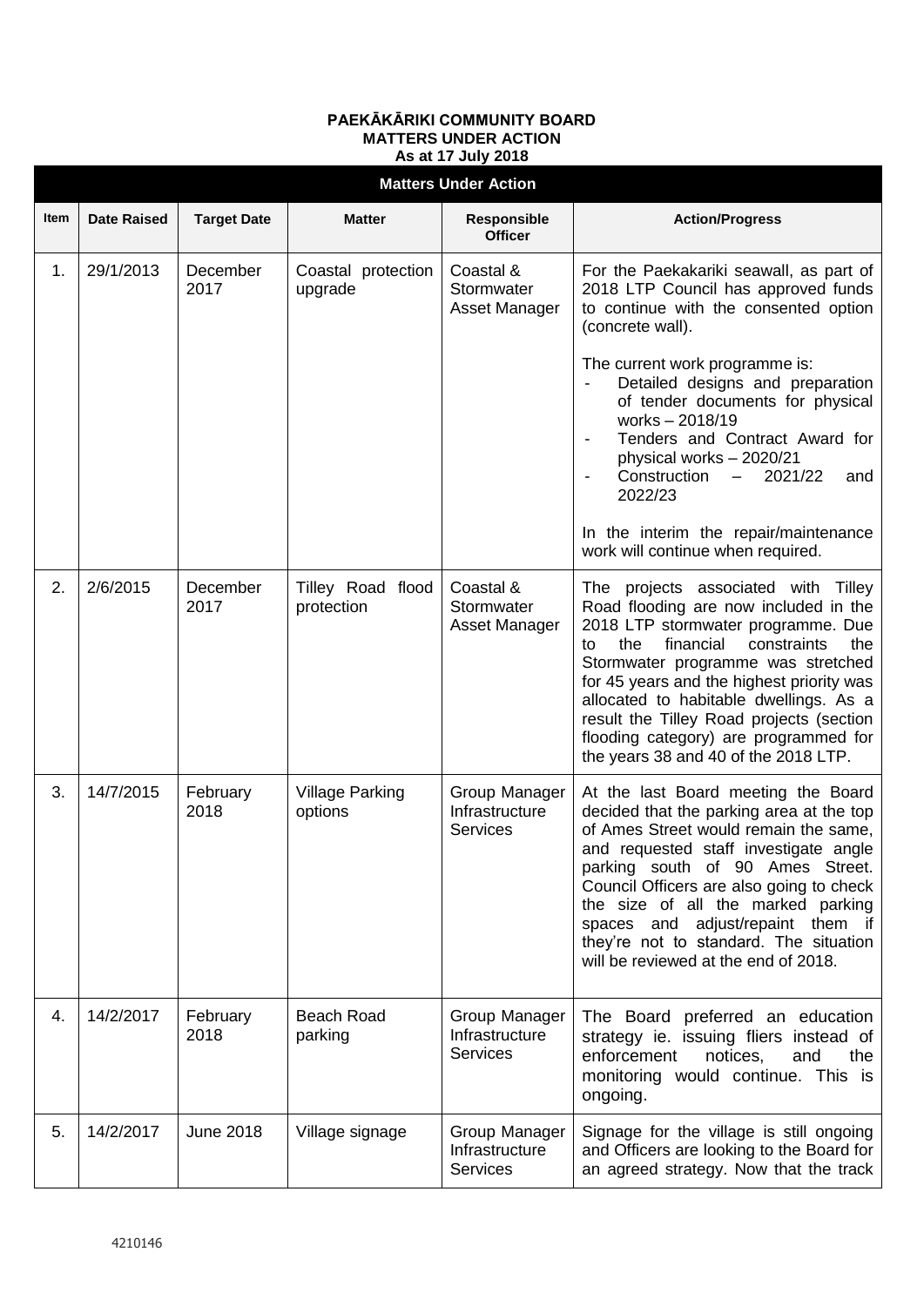**PAEKĀKĀRIKI COMMUNITY BOARD**
**MATTERS UNDER ACTION**
**As at 17 July 2018**

| Matters Under Action | | | | | |
|---|---|---|---|---|---|
| **Item** | **Date Raised** | **Target Date** | **Matter** | **Responsible Officer** | **Action/Progress** |
| 1. | 29/1/2013 | December 2017 | Coastal protection upgrade | Coastal & Stormwater Asset Manager | For the Paekakariki seawall, as part of 2018 LTP Council has approved funds to continue with the consented option (concrete wall).<br><br>The current work programme is:<br>- Detailed designs and preparation of tender documents for physical works – 2018/19<br>- Tenders and Contract Award for physical works – 2020/21<br>- Construction – 2021/22 and 2022/23<br><br>In the interim the repair/maintenance work will continue when required. |
| 2. | 2/6/2015 | December 2017 | Tilley Road flood protection | Coastal & Stormwater Asset Manager | The projects associated with Tilley Road flooding are now included in the 2018 LTP stormwater programme. Due to the financial constraints the Stormwater programme was stretched for 45 years and the highest priority was allocated to habitable dwellings. As a result the Tilley Road projects (section flooding category) are programmed for the years 38 and 40 of the 2018 LTP. |
| 3. | 14/7/2015 | February 2018 | Village Parking options | Group Manager Infrastructure Services | At the last Board meeting the Board decided that the parking area at the top of Ames Street would remain the same, and requested staff investigate angle parking south of 90 Ames Street. Council Officers are also going to check the size of all the marked parking spaces and adjust/repaint them if they're not to standard. The situation will be reviewed at the end of 2018. |
| 4. | 14/2/2017 | February 2018 | Beach Road parking | Group Manager Infrastructure Services | The Board preferred an education strategy ie. issuing fliers instead of enforcement notices, and the monitoring would continue. This is ongoing. |
| 5. | 14/2/2017 | June 2018 | Village signage | Group Manager Infrastructure Services | Signage for the village is still ongoing and Officers are looking to the Board for an agreed strategy. Now that the track |

4210146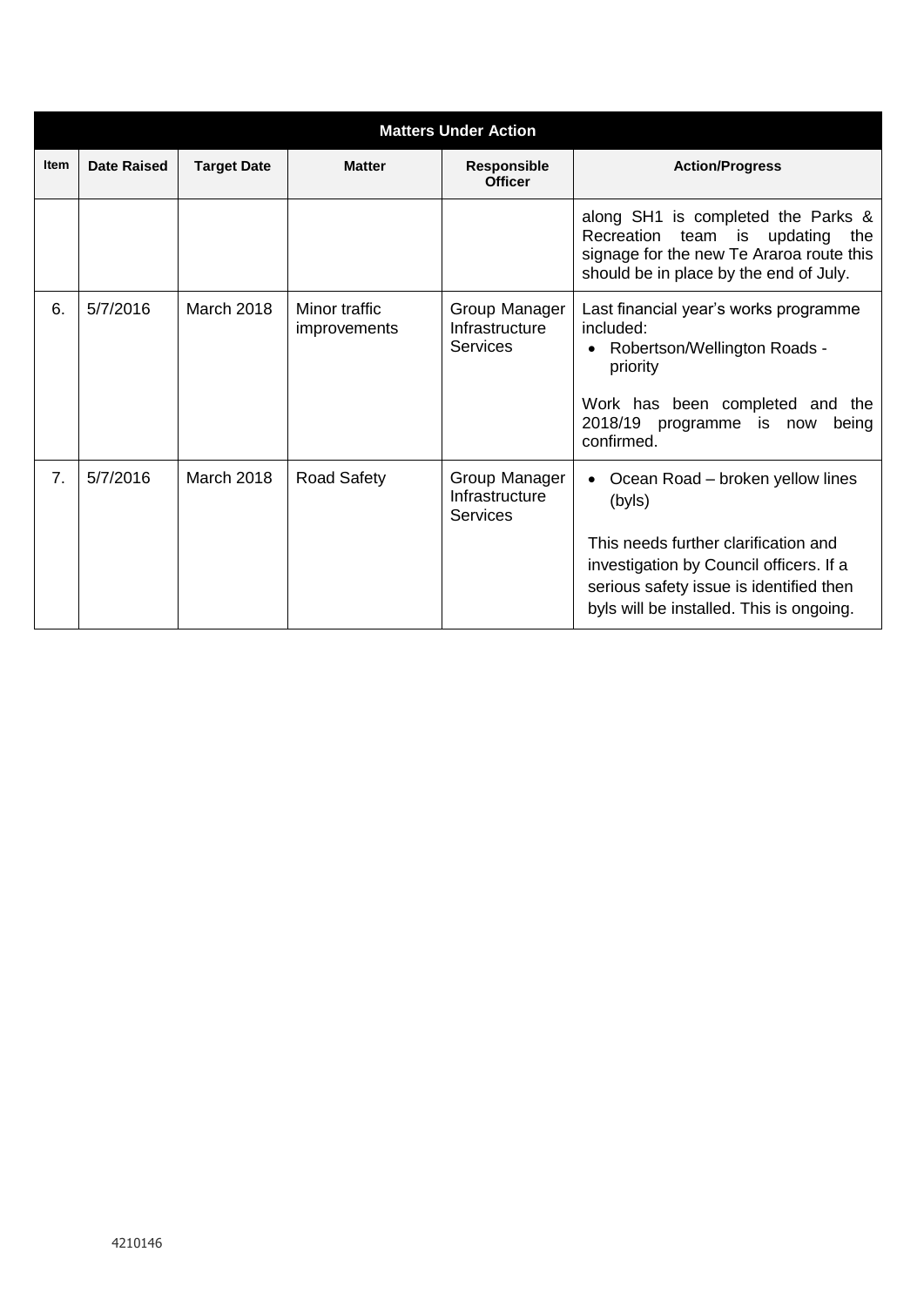| Matters Under Action | | | | | |
|---|---|---|---|---|---|
| **Item** | **Date Raised** | **Target Date** | **Matter** | **Responsible Officer** | **Action/Progress** |
| | | | | | along SH1 is completed the Parks & Recreation team is updating the signage for the new Te Araroa route this should be in place by the end of July. |
| 6. | 5/7/2016 | March 2018 | Minor traffic improvements | Group Manager Infrastructure Services | Last financial year's works programme included: <br>• Robertson/Wellington Roads - priority <br><br>Work has been completed and the 2018/19 programme is now being confirmed. |
| 7. | 5/7/2016 | March 2018 | Road Safety | Group Manager Infrastructure Services | • Ocean Road – broken yellow lines (byls) <br><br>This needs further clarification and investigation by Council officers. If a serious safety issue is identified then byls will be installed. This is ongoing. |

4210146